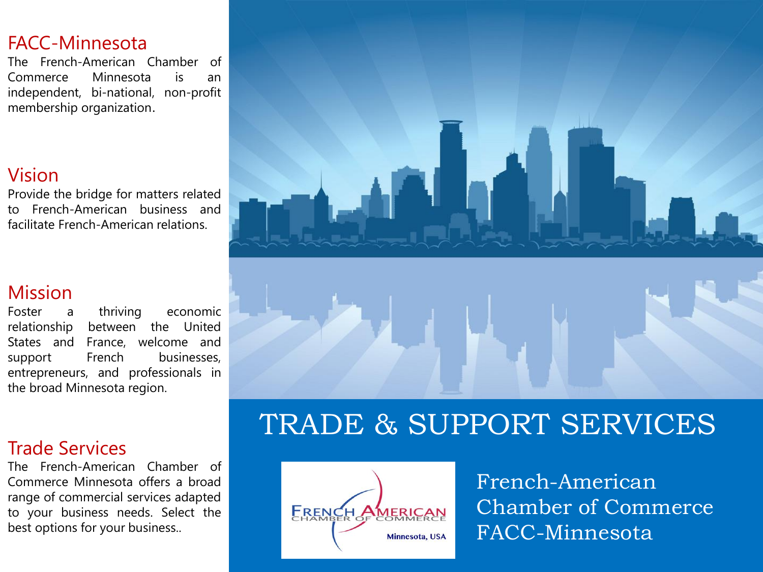## FACC-Minnesota

The French-American Chamber of Commerce Minnesota is an independent, bi-national, non-profit membership organization.

## Vision

Provide the bridge for matters related to French-American business and facilitate French-American relations.

## Mission

Foster a thriving economic relationship between the United States and France, welcome and support French businesses, entrepreneurs, and professionals in the broad Minnesota region.

## Trade Services

The French-American Chamber of Commerce Minnesota offers a broad range of commercial services adapted to your business needs. Select the best options for your business..

# TRADE & SUPPORT SERVICES

French-American
Chamber of Commerce
FACC-Minnesota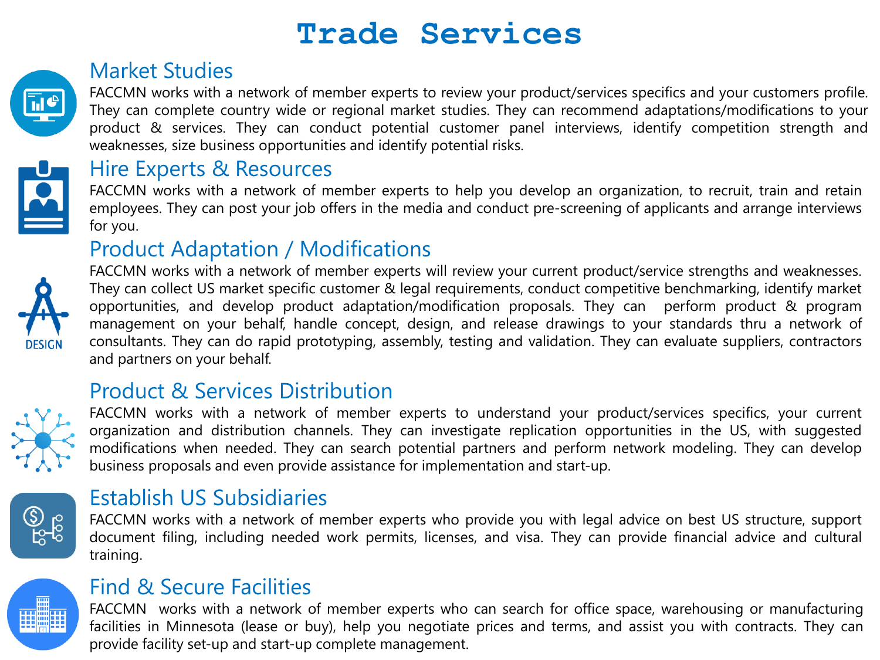# Trade Services

## Market Studies

FACCMN works with a network of member experts to review your product/services specifics and your customers profile. They can complete country wide or regional market studies. They can recommend adaptations/modifications to your product & services. They can conduct potential customer panel interviews, identify competition strength and weaknesses, size business opportunities and identify potential risks.

## Hire Experts & Resources

FACCMN works with a network of member experts to help you develop an organization, to recruit, train and retain employees. They can post your job offers in the media and conduct pre-screening of applicants and arrange interviews for you.

## Product Adaptation / Modifications

FACCMN works with a network of member experts will review your current product/service strengths and weaknesses. They can collect US market specific customer & legal requirements, conduct competitive benchmarking, identify market opportunities, and develop product adaptation/modification proposals. They can perform product & program management on your behalf, handle concept, design, and release drawings to your standards thru a network of consultants. They can do rapid prototyping, assembly, testing and validation. They can evaluate suppliers, contractors and partners on your behalf.

## Product & Services Distribution

FACCMN works with a network of member experts to understand your product/services specifics, your current organization and distribution channels. They can investigate replication opportunities in the US, with suggested modifications when needed. They can search potential partners and perform network modeling. They can develop business proposals and even provide assistance for implementation and start-up.

## Establish US Subsidiaries

FACCMN works with a network of member experts who provide you with legal advice on best US structure, support document filing, including needed work permits, licenses, and visa. They can provide financial advice and cultural training.

## Find & Secure Facilities

FACCMN works with a network of member experts who can search for office space, warehousing or manufacturing facilities in Minnesota (lease or buy), help you negotiate prices and terms, and assist you with contracts. They can provide facility set-up and start-up complete management.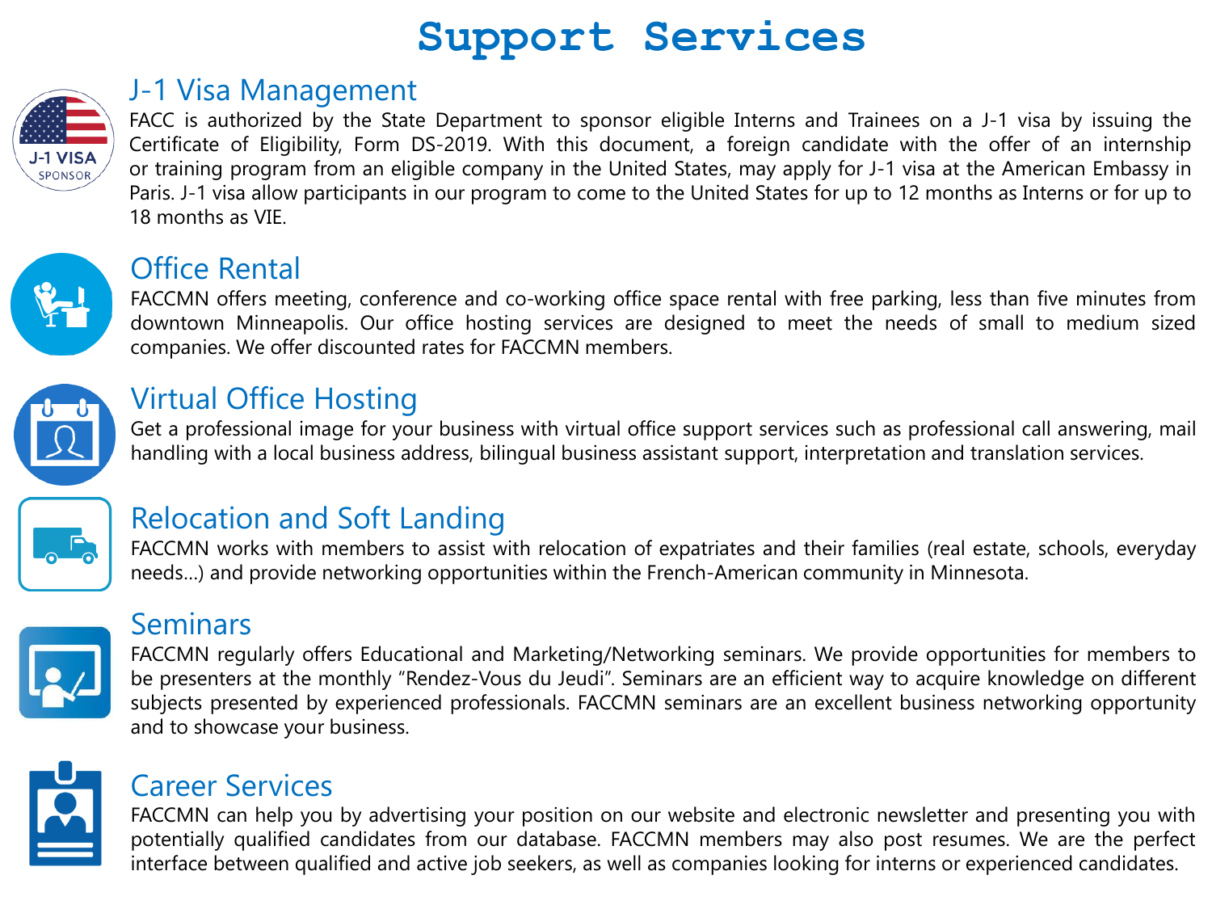# Support Services

## J-1 Visa Management

FACC is authorized by the State Department to sponsor eligible Interns and Trainees on a J-1 visa by issuing the Certificate of Eligibility, Form DS-2019. With this document, a foreign candidate with the offer of an internship or training program from an eligible company in the United States, may apply for J-1 visa at the American Embassy in Paris. J-1 visa allow participants in our program to come to the United States for up to 12 months as Interns or for up to 18 months as VIE.

## Office Rental

FACCMN offers meeting, conference and co-working office space rental with free parking, less than five minutes from downtown Minneapolis. Our office hosting services are designed to meet the needs of small to medium sized companies. We offer discounted rates for FACCMN members.

## Virtual Office Hosting

Get a professional image for your business with virtual office support services such as professional call answering, mail handling with a local business address, bilingual business assistant support, interpretation and translation services.

## Relocation and Soft Landing

FACCMN works with members to assist with relocation of expatriates and their families (real estate, schools, everyday needs…) and provide networking opportunities within the French-American community in Minnesota.

## Seminars

FACCMN regularly offers Educational and Marketing/Networking seminars. We provide opportunities for members to be presenters at the monthly "Rendez-Vous du Jeudi". Seminars are an efficient way to acquire knowledge on different subjects presented by experienced professionals. FACCMN seminars are an excellent business networking opportunity and to showcase your business.

## Career Services

FACCMN can help you by advertising your position on our website and electronic newsletter and presenting you with potentially qualified candidates from our database. FACCMN members may also post resumes. We are the perfect interface between qualified and active job seekers, as well as companies looking for interns or experienced candidates.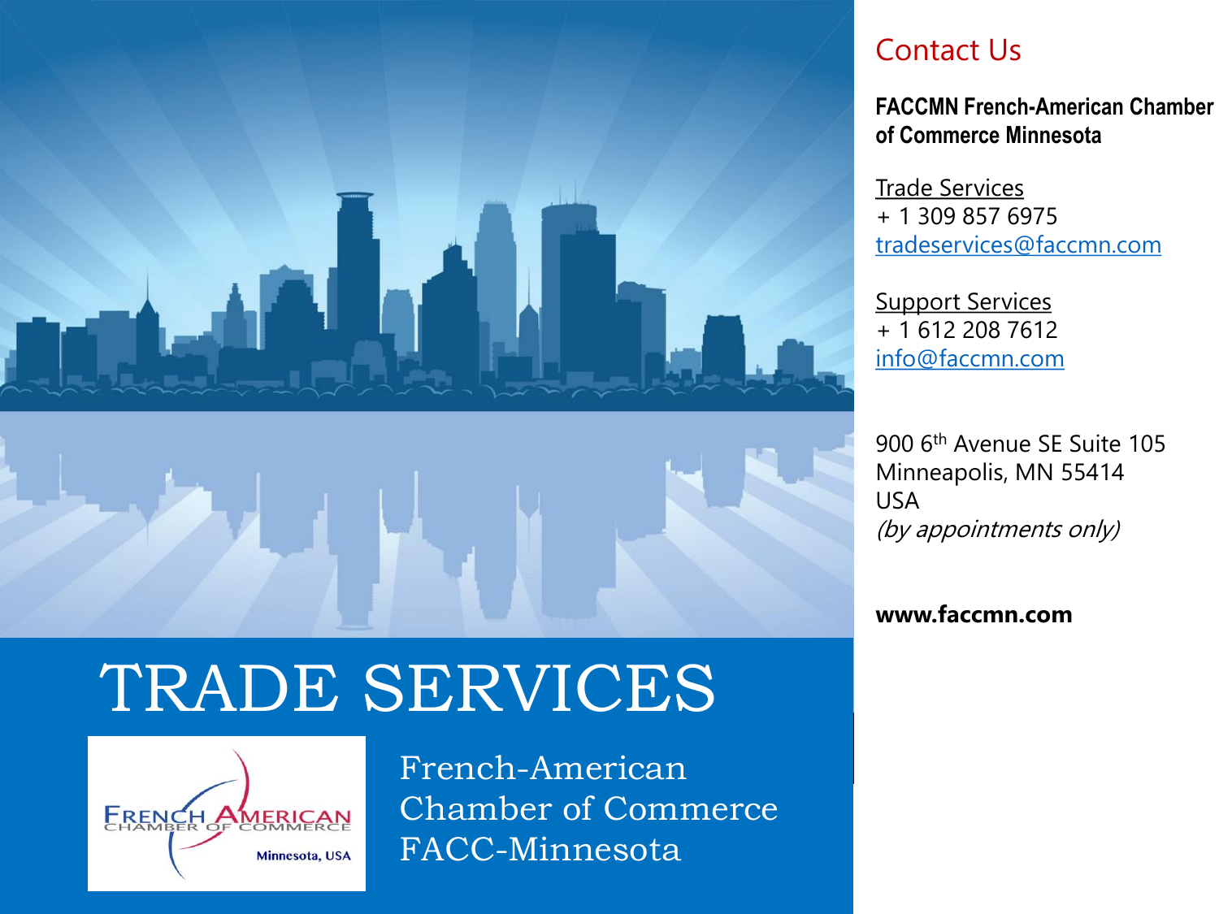# TRADE SERVICES

French-American
Chamber of Commerce
FACC-Minnesota

## Contact Us

**FACCMN French-American Chamber of Commerce Minnesota**

Trade Services
+ 1 309 857 6975
tradeservices@faccmn.com

Support Services
+ 1 612 208 7612
info@faccmn.com

900 6th Avenue SE Suite 105
Minneapolis, MN 55414
USA
*(by appointments only)*

**www.faccmn.com**